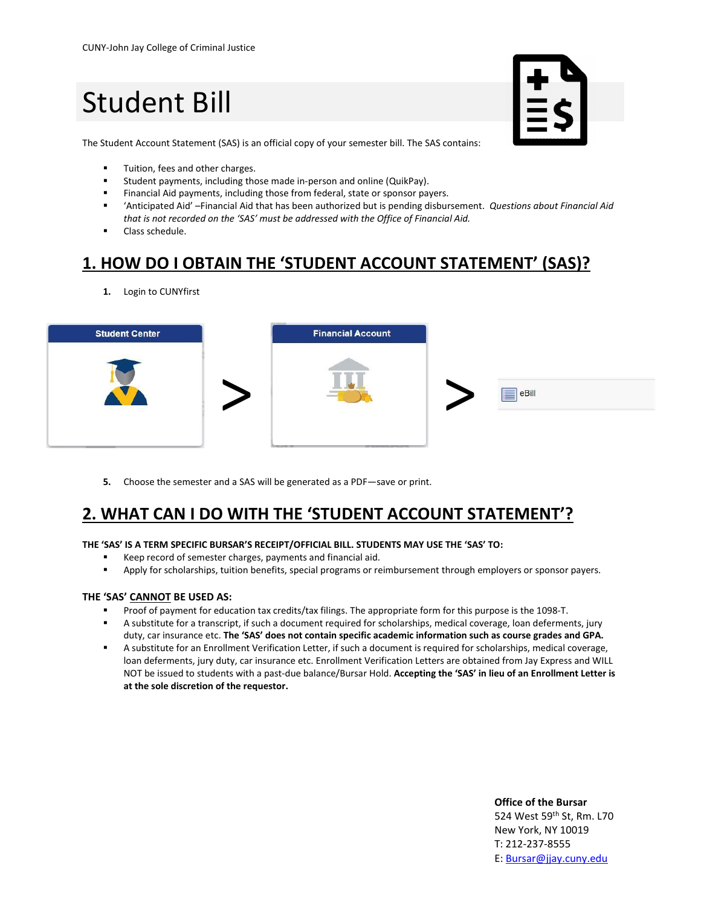CUNY-John Jay College of Criminal Justice

# Student Bill

The Student Account Statement (SAS) is an official copy of your semester bill. The SAS contains:

- Tuition, fees and other charges.
- Student payments, including those made in-person and online (QuikPay).
- Financial Aid payments, including those from federal, state or sponsor payers.
- 'Anticipated Aid' –Financial Aid that has been authorized but is pending disbursement. *Questions about Financial Aid that is not recorded on the 'SAS' must be addressed with the Office of Financial Aid.*
- Class schedule.

## 1. HOW DO I OBTAIN THE 'STUDENT ACCOUNT STATEMENT' (SAS)?

1. Login to CUNYfirst

Student Center > Financial Account > eBill

5. Choose the semester and a SAS will be generated as a PDF—save or print.

## 2. WHAT CAN I DO WITH THE 'STUDENT ACCOUNT STATEMENT'?

**THE 'SAS' IS A TERM SPECIFIC BURSAR'S RECEIPT/OFFICIAL BILL. STUDENTS MAY USE THE 'SAS' TO:**

- Keep record of semester charges, payments and financial aid.
- Apply for scholarships, tuition benefits, special programs or reimbursement through employers or sponsor payers.

**THE 'SAS' CANNOT BE USED AS:**

- Proof of payment for education tax credits/tax filings. The appropriate form for this purpose is the 1098-T.
- A substitute for a transcript, if such a document required for scholarships, medical coverage, loan deferments, jury duty, car insurance etc. **The 'SAS' does not contain specific academic information such as course grades and GPA.**
- A substitute for an Enrollment Verification Letter, if such a document is required for scholarships, medical coverage, loan deferments, jury duty, car insurance etc. Enrollment Verification Letters are obtained from Jay Express and WILL NOT be issued to students with a past-due balance/Bursar Hold. **Accepting the 'SAS' in lieu of an Enrollment Letter is at the sole discretion of the requestor.**

**Office of the Bursar**
524 West 59th St, Rm. L70
New York, NY 10019
T: 212-237-8555
E: Bursar@jjay.cuny.edu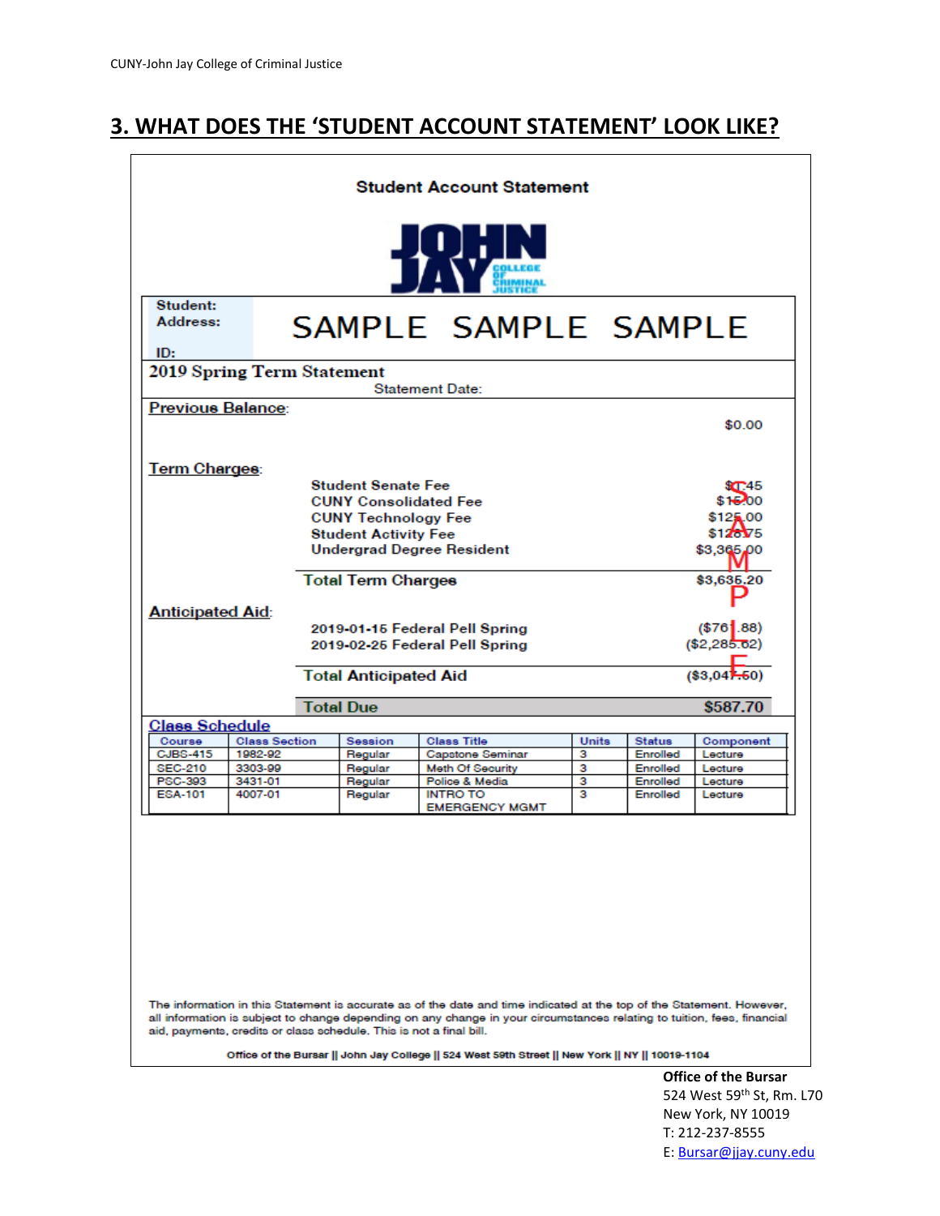## 3. WHAT DOES THE 'STUDENT ACCOUNT STATEMENT' LOOK LIKE?

**Student Account Statement**

JOHN JAY COLLEGE OF CRIMINAL JUSTICE

**Student:**
**Address:**
**ID:**

SAMPLE SAMPLE SAMPLE

**2019 Spring Term Statement**

Statement Date:

**Previous Balance:** $0.00

**Term Charges:**

| | |
|---|---|
| Student Senate Fee | $1.45 |
| CUNY Consolidated Fee | $15.00 |
| CUNY Technology Fee | $125.00 |
| Student Activity Fee | $128.75 |
| Undergrad Degree Resident | $3,365.00 |
| **Total Term Charges** | **$3,635.20** |

**Anticipated Aid:**

| | |
|---|---|
| 2019-01-15 Federal Pell Spring | ($761.88) |
| 2019-02-25 Federal Pell Spring | ($2,285.62) |
| **Total Anticipated Aid** | **($3,047.50)** |

| | |
|---|---|
| **Total Due** | **$587.70** |

**Class Schedule**

| Course | Class Section | Session | Class Title | Units | Status | Component |
|---|---|---|---|---|---|---|
| CJBS-415 | 1982-92 | Regular | Capstone Seminar | 3 | Enrolled | Lecture |
| SEC-210 | 3303-99 | Regular | Meth Of Security | 3 | Enrolled | Lecture |
| PSC-393 | 3431-01 | Regular | Police & Media | 3 | Enrolled | Lecture |
| ESA-101 | 4007-01 | Regular | INTRO TO EMERGENCY MGMT | 3 | Enrolled | Lecture |

The information in this Statement is accurate as of the date and time indicated at the top of the Statement. However, all information is subject to change depending on any change in your circumstances relating to tuition, fees, financial aid, payments, credits or class schedule. This is not a final bill.

Office of the Bursar || John Jay College || 524 West 59th Street || New York || NY || 10019-1104

**Office of the Bursar**
524 West 59th St, Rm. L70
New York, NY 10019
T: 212-237-8555
E: Bursar@jjay.cuny.edu